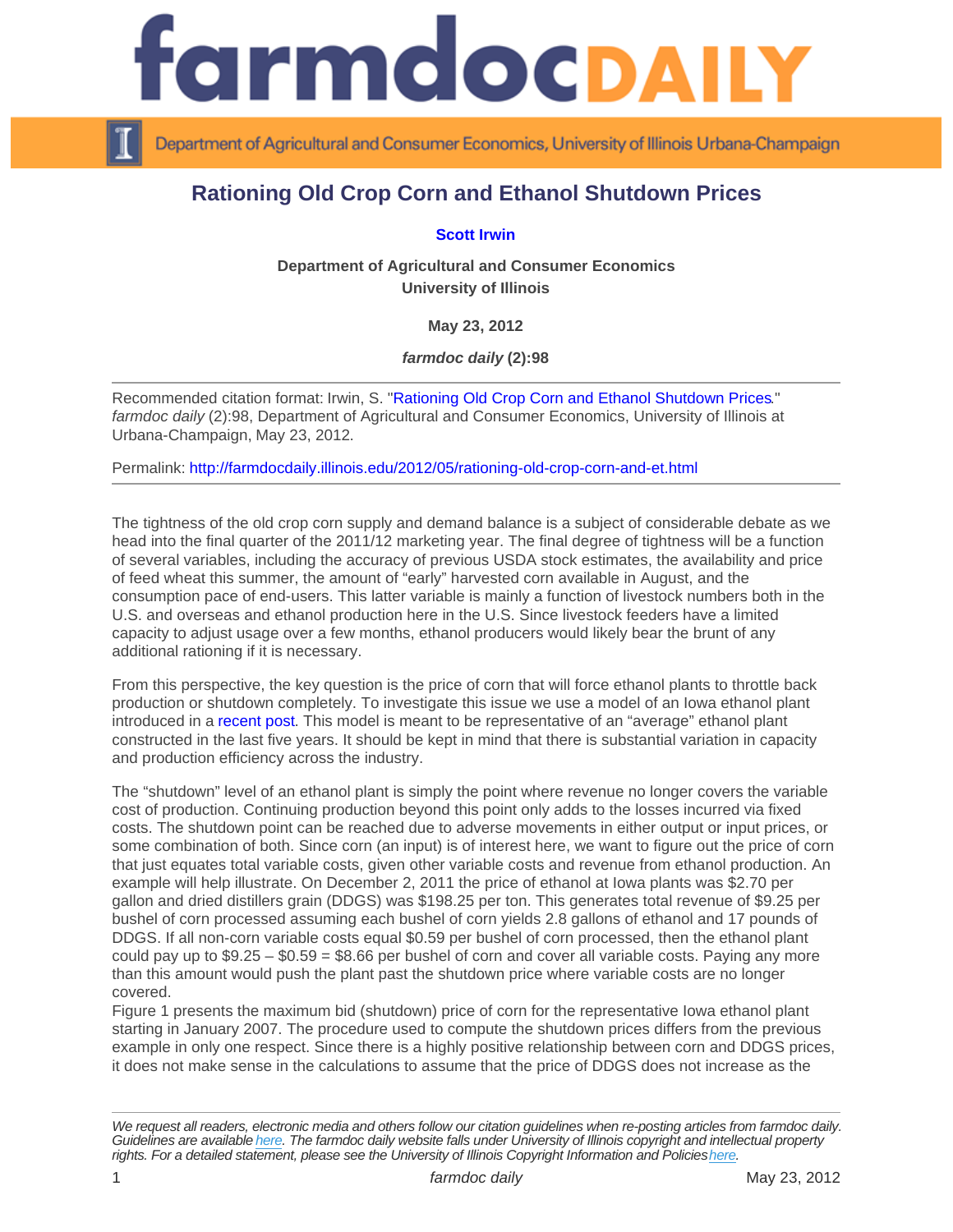# Rationing Old Crop Corn and Ethanol Shutdown Prices

**Scott Irwin**

**Department of Agricultural and Consumer Economics**
**University of Illinois**

**May 23, 2012**

***farmdoc daily* (2):98**

Recommended citation format: Irwin, S. "Rationing Old Crop Corn and Ethanol Shutdown Prices." *farmdoc daily* (2):98, Department of Agricultural and Consumer Economics, University of Illinois at Urbana-Champaign, May 23, 2012.

Permalink: http://farmdocdaily.illinois.edu/2012/05/rationing-old-crop-corn-and-et.html

---

The tightness of the old crop corn supply and demand balance is a subject of considerable debate as we head into the final quarter of the 2011/12 marketing year. The final degree of tightness will be a function of several variables, including the accuracy of previous USDA stock estimates, the availability and price of feed wheat this summer, the amount of "early" harvested corn available in August, and the consumption pace of end-users. This latter variable is mainly a function of livestock numbers both in the U.S. and overseas and ethanol production here in the U.S. Since livestock feeders have a limited capacity to adjust usage over a few months, ethanol producers would likely bear the brunt of any additional rationing if it is necessary.

From this perspective, the key question is the price of corn that will force ethanol plants to throttle back production or shutdown completely. To investigate this issue we use a model of an Iowa ethanol plant introduced in a recent post. This model is meant to be representative of an "average" ethanol plant constructed in the last five years. It should be kept in mind that there is substantial variation in capacity and production efficiency across the industry.

The "shutdown" level of an ethanol plant is simply the point where revenue no longer covers the variable cost of production. Continuing production beyond this point only adds to the losses incurred via fixed costs. The shutdown point can be reached due to adverse movements in either output or input prices, or some combination of both. Since corn (an input) is of interest here, we want to figure out the price of corn that just equates total variable costs, given other variable costs and revenue from ethanol production. An example will help illustrate. On December 2, 2011 the price of ethanol at Iowa plants was $2.70 per gallon and dried distillers grain (DDGS) was $198.25 per ton. This generates total revenue of $9.25 per bushel of corn processed assuming each bushel of corn yields 2.8 gallons of ethanol and 17 pounds of DDGS. If all non-corn variable costs equal $0.59 per bushel of corn processed, then the ethanol plant could pay up to $9.25 – $0.59 = $8.66 per bushel of corn and cover all variable costs. Paying any more than this amount would push the plant past the shutdown price where variable costs are no longer covered.

Figure 1 presents the maximum bid (shutdown) price of corn for the representative Iowa ethanol plant starting in January 2007. The procedure used to compute the shutdown prices differs from the previous example in only one respect. Since there is a highly positive relationship between corn and DDGS prices, it does not make sense in the calculations to assume that the price of DDGS does not increase as the

---

*We request all readers, electronic media and others follow our citation guidelines when re-posting articles from farmdoc daily. Guidelines are available here. The farmdoc daily website falls under University of Illinois copyright and intellectual property rights. For a detailed statement, please see the University of Illinois Copyright Information and Policies here.*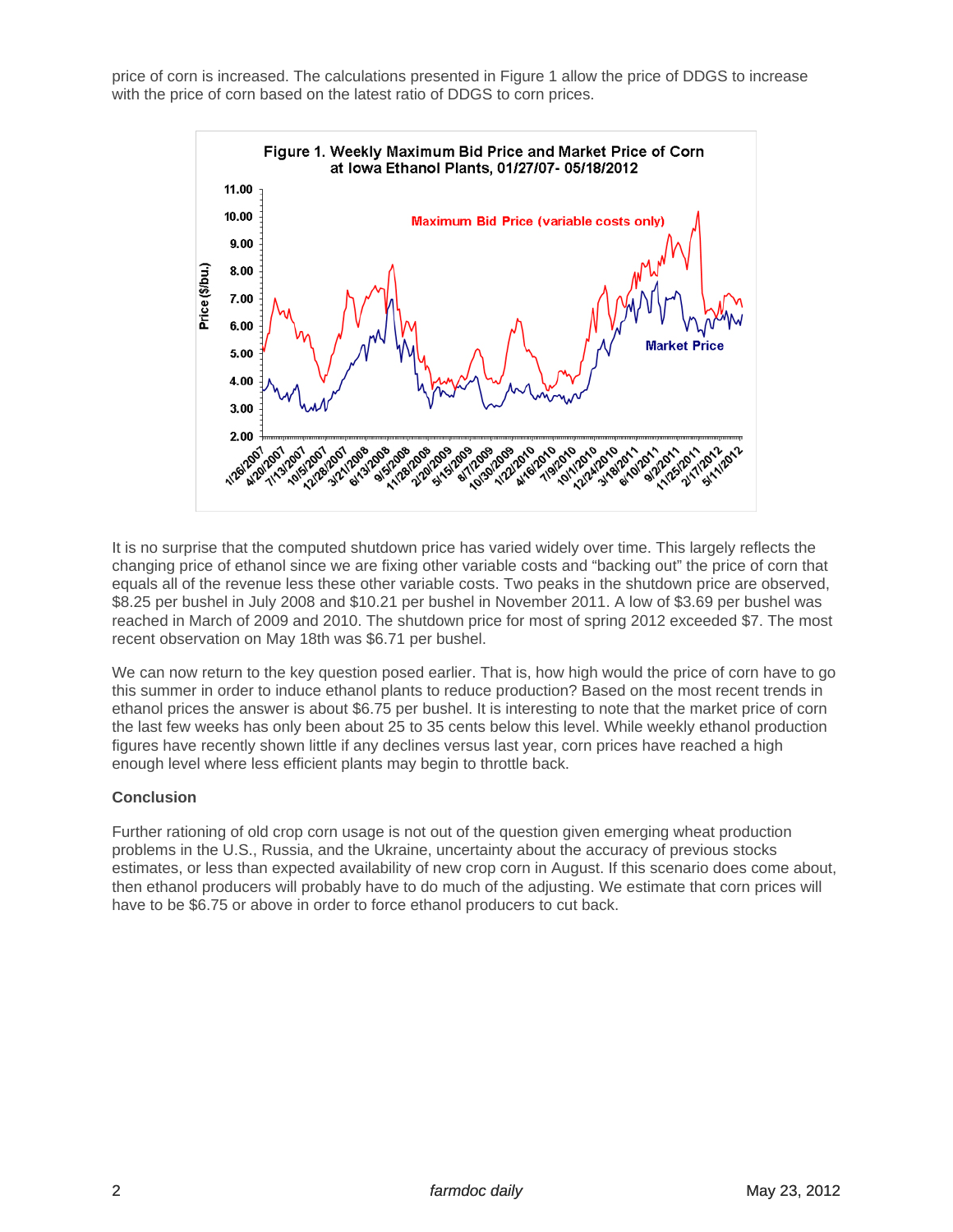price of corn is increased. The calculations presented in Figure 1 allow the price of DDGS to increase with the price of corn based on the latest ratio of DDGS to corn prices.

Figure 1. Weekly Maximum Bid Price and Market Price of Corn at Iowa Ethanol Plants, 01/27/07- 05/18/2012

Price ($/bu.)

11.00
10.00
9.00
8.00
7.00
6.00
5.00
4.00
3.00
2.00

Maximum Bid Price (variable costs only)

Market Price

1/26/2007 4/20/2007 7/13/2007 10/5/2007 12/28/2007 3/21/2008 6/13/2008 9/5/2008 11/28/2008 2/20/2009 5/15/2009 8/7/2009 10/30/2009 1/22/2010 4/16/2010 7/9/2010 10/1/2010 12/24/2010 3/18/2011 6/10/2011 9/2/2011 11/25/2011 2/17/2012 5/11/2012

It is no surprise that the computed shutdown price has varied widely over time. This largely reflects the changing price of ethanol since we are fixing other variable costs and "backing out" the price of corn that equals all of the revenue less these other variable costs. Two peaks in the shutdown price are observed, $8.25 per bushel in July 2008 and $10.21 per bushel in November 2011. A low of $3.69 per bushel was reached in March of 2009 and 2010. The shutdown price for most of spring 2012 exceeded $7. The most recent observation on May 18th was $6.71 per bushel.

We can now return to the key question posed earlier. That is, how high would the price of corn have to go this summer in order to induce ethanol plants to reduce production? Based on the most recent trends in ethanol prices the answer is about $6.75 per bushel. It is interesting to note that the market price of corn the last few weeks has only been about 25 to 35 cents below this level. While weekly ethanol production figures have recently shown little if any declines versus last year, corn prices have reached a high enough level where less efficient plants may begin to throttle back.

**Conclusion**

Further rationing of old crop corn usage is not out of the question given emerging wheat production problems in the U.S., Russia, and the Ukraine, uncertainty about the accuracy of previous stocks estimates, or less than expected availability of new crop corn in August. If this scenario does come about, then ethanol producers will probably have to do much of the adjusting. We estimate that corn prices will have to be $6.75 or above in order to force ethanol producers to cut back.